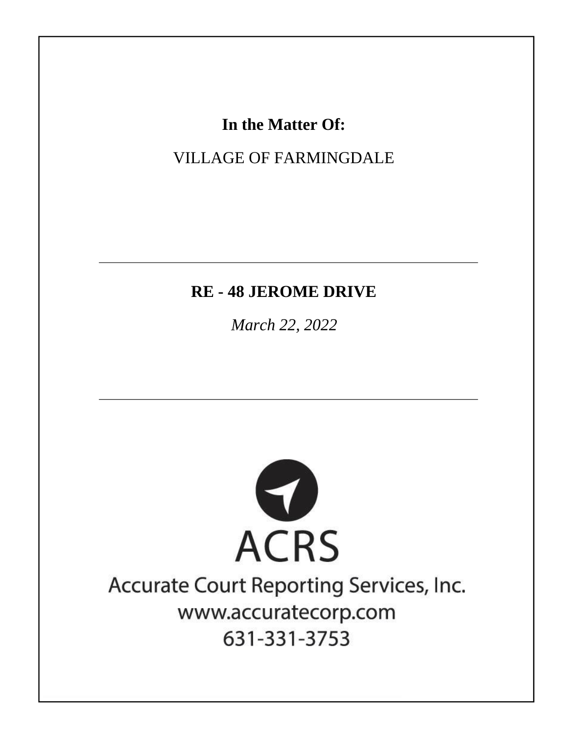**In the Matter Of:**

VILLAGE OF FARMINGDALE

---

**RE - 48 JEROME DRIVE**

*March 22, 2022*

---

ACRS

Accurate Court Reporting Services, Inc.

www.accuratecorp.com

631-331-3753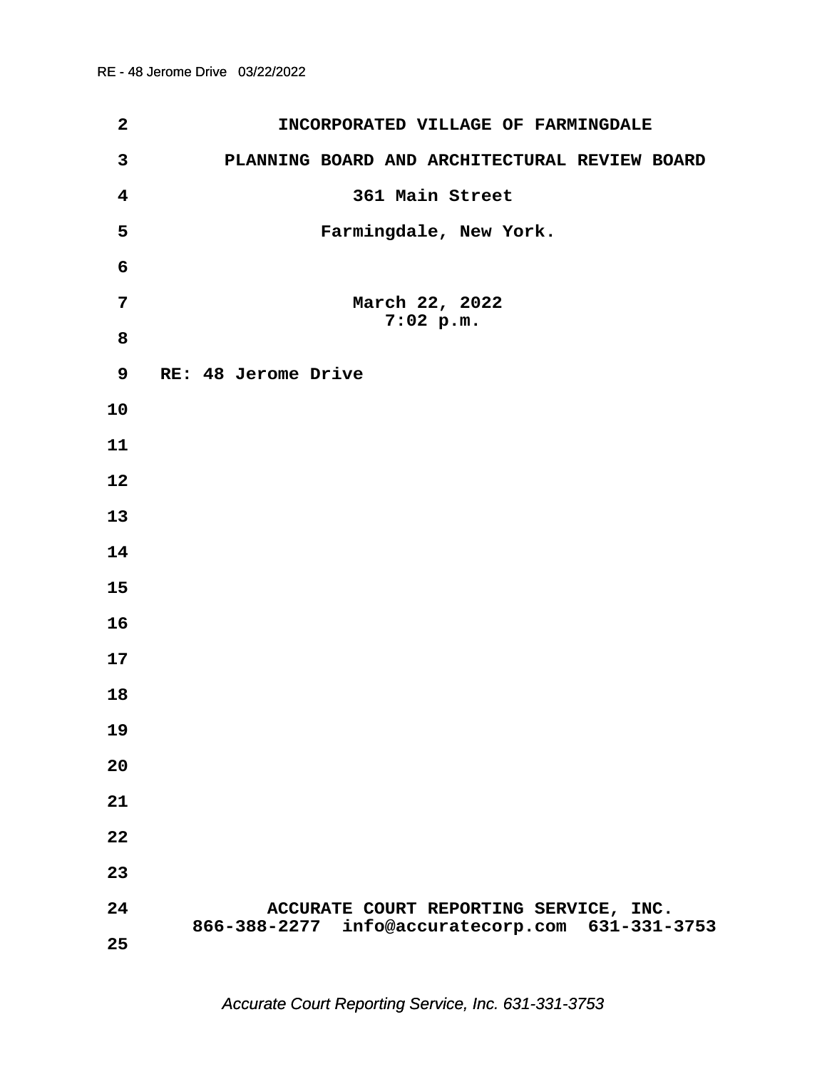INCORPORATED VILLAGE OF FARMINGDALE

PLANNING BOARD AND ARCHITECTURAL REVIEW BOARD

361 Main Street

Farmingdale, New York.

March 22, 2022
7:02 p.m.

RE: 48 Jerome Drive

ACCURATE COURT REPORTING SERVICE, INC.
866-388-2277 info@accuratecorp.com 631-331-3753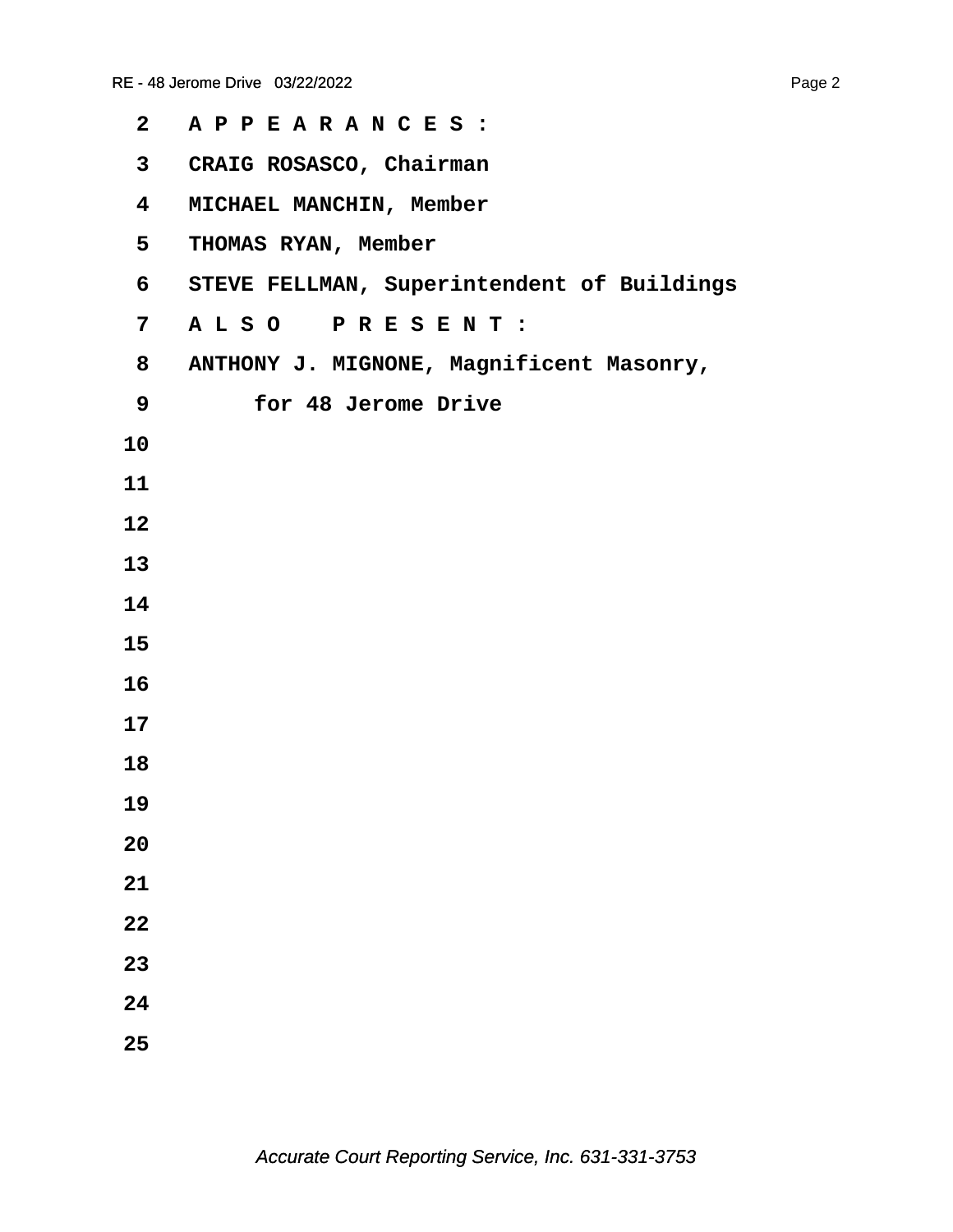A P P E A R A N C E S :

CRAIG ROSASCO, Chairman

MICHAEL MANCHIN, Member

THOMAS RYAN, Member

STEVE FELLMAN, Superintendent of Buildings

A L S O   P R E S E N T :

ANTHONY J. MIGNONE, Magnificent Masonry,
for 48 Jerome Drive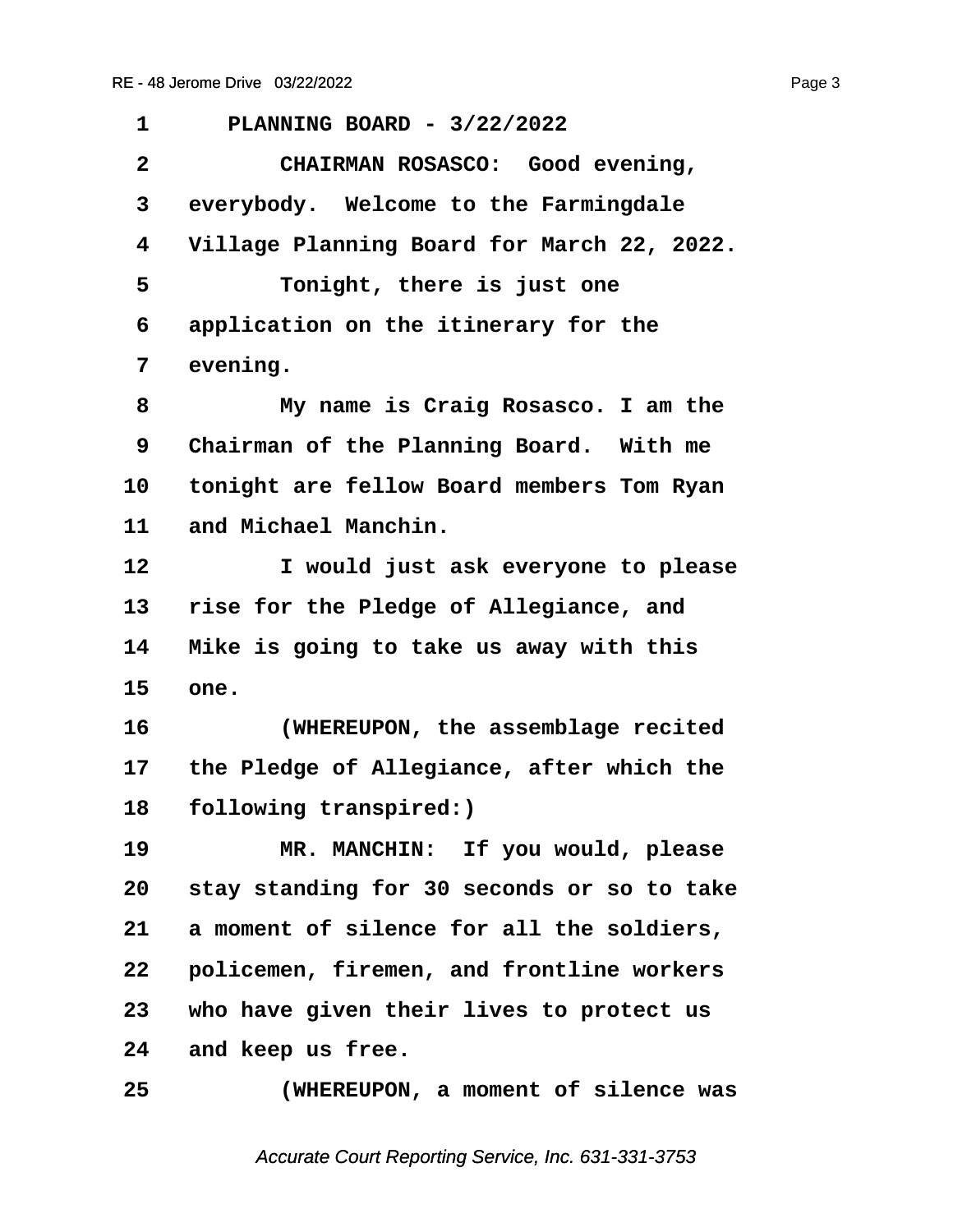1 PLANNING BOARD - 3/22/2022

2 CHAIRMAN ROSASCO: Good evening,

3 everybody. Welcome to the Farmingdale

4 Village Planning Board for March 22, 2022.

5 Tonight, there is just one

6 application on the itinerary for the

7 evening.

8 My name is Craig Rosasco. I am the

9 Chairman of the Planning Board. With me

10 tonight are fellow Board members Tom Ryan

11 and Michael Manchin.

12 I would just ask everyone to please

13 rise for the Pledge of Allegiance, and

14 Mike is going to take us away with this

15 one.

16 (WHEREUPON, the assemblage recited

17 the Pledge of Allegiance, after which the

18 following transpired:)

19 MR. MANCHIN: If you would, please

20 stay standing for 30 seconds or so to take

21 a moment of silence for all the soldiers,

22 policemen, firemen, and frontline workers

23 who have given their lives to protect us

24 and keep us free.

25 (WHEREUPON, a moment of silence was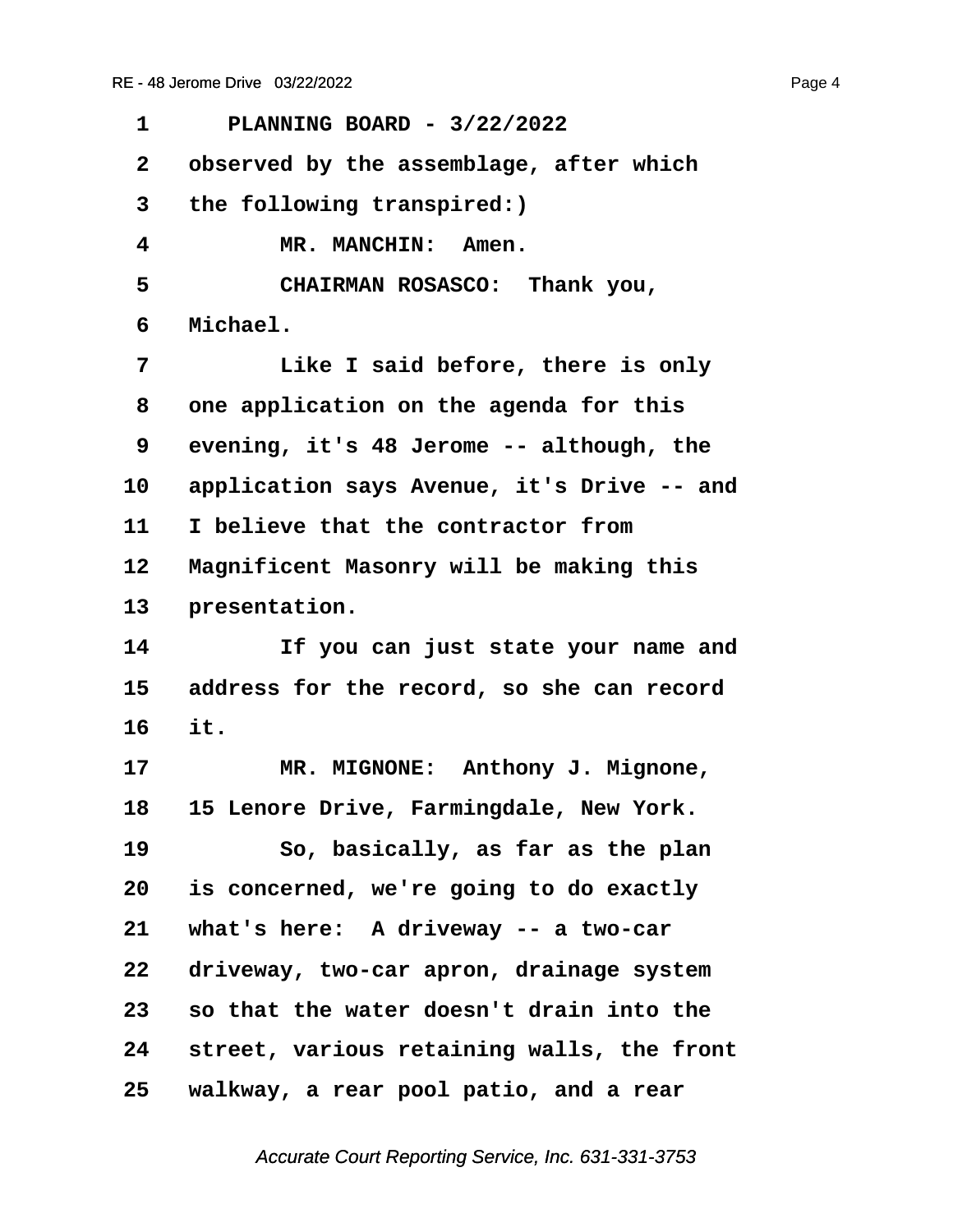PLANNING BOARD - 3/22/2022

observed by the assemblage, after which the following transpired:)

MR. MANCHIN: Amen.

CHAIRMAN ROSASCO: Thank you, Michael.

Like I said before, there is only one application on the agenda for this evening, it's 48 Jerome -- although, the application says Avenue, it's Drive -- and I believe that the contractor from Magnificent Masonry will be making this presentation.

If you can just state your name and address for the record, so she can record it.

MR. MIGNONE: Anthony J. Mignone, 15 Lenore Drive, Farmingdale, New York.

So, basically, as far as the plan is concerned, we're going to do exactly what's here: A driveway -- a two-car driveway, two-car apron, drainage system so that the water doesn't drain into the street, various retaining walls, the front walkway, a rear pool patio, and a rear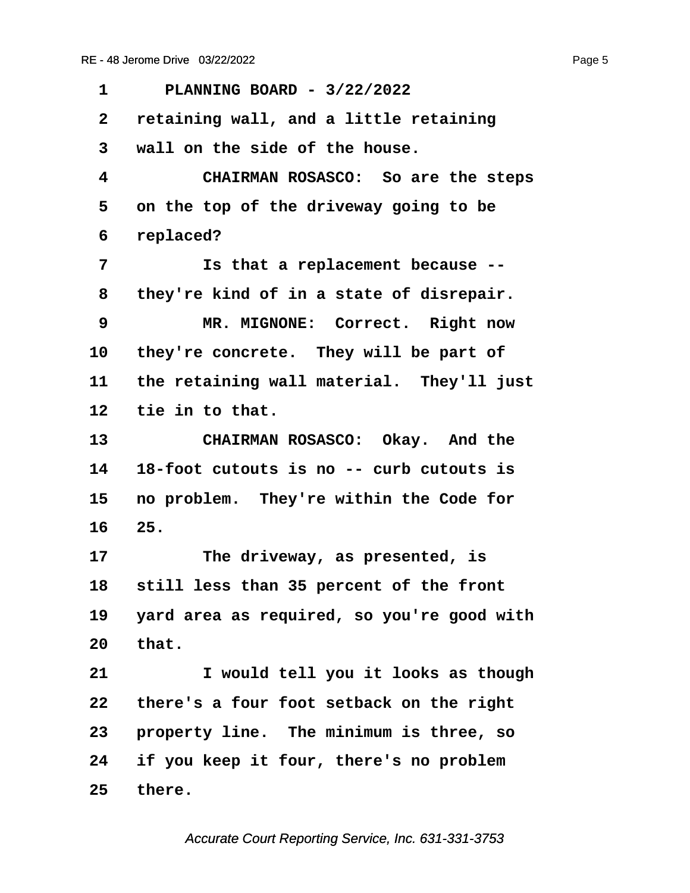PLANNING BOARD - 3/22/2022

retaining wall, and a little retaining wall on the side of the house.

CHAIRMAN ROSASCO: So are the steps on the top of the driveway going to be replaced?

Is that a replacement because -- they're kind of in a state of disrepair.

MR. MIGNONE: Correct. Right now they're concrete. They will be part of the retaining wall material. They'll just tie in to that.

CHAIRMAN ROSASCO: Okay. And the 18-foot cutouts is no -- curb cutouts is no problem. They're within the Code for 25.

The driveway, as presented, is still less than 35 percent of the front yard area as required, so you're good with that.

I would tell you it looks as though there's a four foot setback on the right property line. The minimum is three, so if you keep it four, there's no problem there.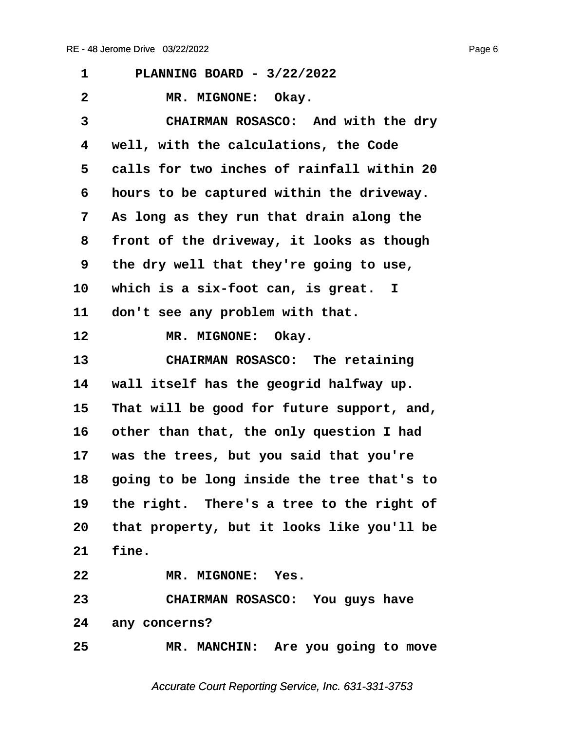PLANNING BOARD - 3/22/2022

MR. MIGNONE: Okay.

CHAIRMAN ROSASCO: And with the dry well, with the calculations, the Code calls for two inches of rainfall within 20 hours to be captured within the driveway. As long as they run that drain along the front of the driveway, it looks as though the dry well that they're going to use, which is a six-foot can, is great. I don't see any problem with that.

MR. MIGNONE: Okay.

CHAIRMAN ROSASCO: The retaining wall itself has the geogrid halfway up. That will be good for future support, and, other than that, the only question I had was the trees, but you said that you're going to be long inside the tree that's to the right. There's a tree to the right of that property, but it looks like you'll be fine.

MR. MIGNONE: Yes.

CHAIRMAN ROSASCO: You guys have any concerns?

MR. MANCHIN: Are you going to move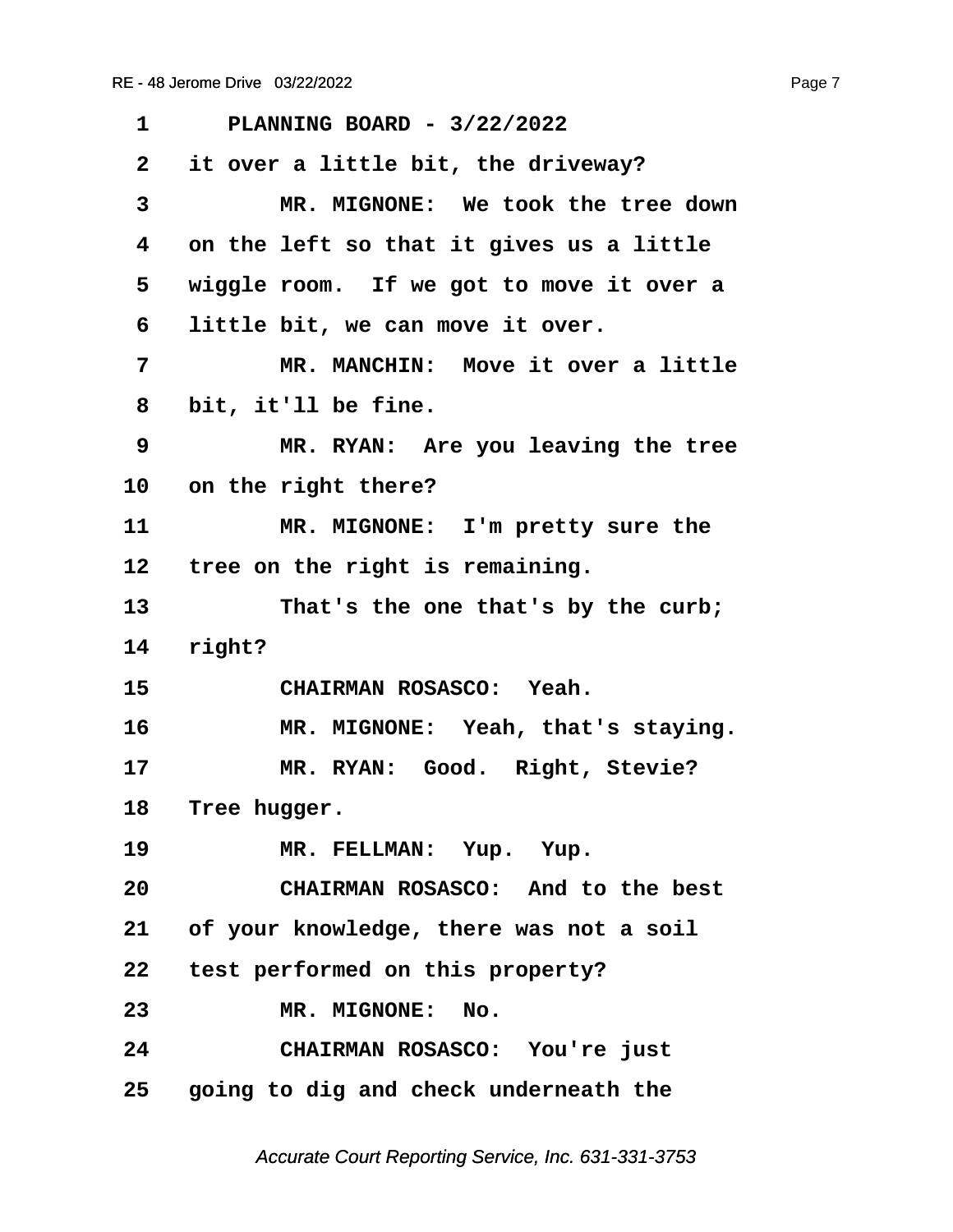PLANNING BOARD - 3/22/2022

it over a little bit, the driveway?

MR. MIGNONE: We took the tree down on the left so that it gives us a little wiggle room. If we got to move it over a little bit, we can move it over.

MR. MANCHIN: Move it over a little bit, it'll be fine.

MR. RYAN: Are you leaving the tree on the right there?

MR. MIGNONE: I'm pretty sure the tree on the right is remaining.

That's the one that's by the curb; right?

CHAIRMAN ROSASCO: Yeah.

MR. MIGNONE: Yeah, that's staying.

MR. RYAN: Good. Right, Stevie? Tree hugger.

MR. FELLMAN: Yup. Yup.

CHAIRMAN ROSASCO: And to the best of your knowledge, there was not a soil test performed on this property?

MR. MIGNONE: No.

CHAIRMAN ROSASCO: You're just going to dig and check underneath the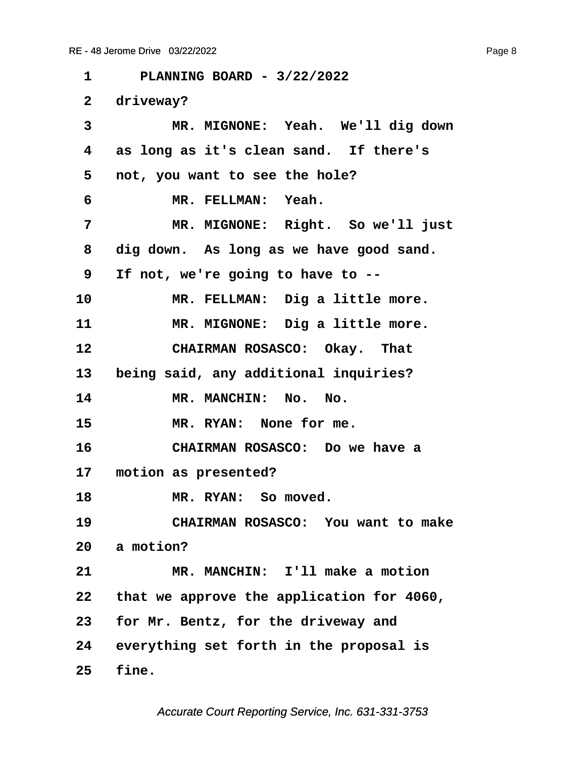PLANNING BOARD - 3/22/2022

driveway?

MR. MIGNONE: Yeah. We'll dig down as long as it's clean sand. If there's not, you want to see the hole?

MR. FELLMAN: Yeah.

MR. MIGNONE: Right. So we'll just dig down. As long as we have good sand. If not, we're going to have to --

MR. FELLMAN: Dig a little more.

MR. MIGNONE: Dig a little more.

CHAIRMAN ROSASCO: Okay. That being said, any additional inquiries?

MR. MANCHIN: No. No.

MR. RYAN: None for me.

CHAIRMAN ROSASCO: Do we have a motion as presented?

MR. RYAN: So moved.

CHAIRMAN ROSASCO: You want to make a motion?

MR. MANCHIN: I'll make a motion that we approve the application for 4060, for Mr. Bentz, for the driveway and everything set forth in the proposal is fine.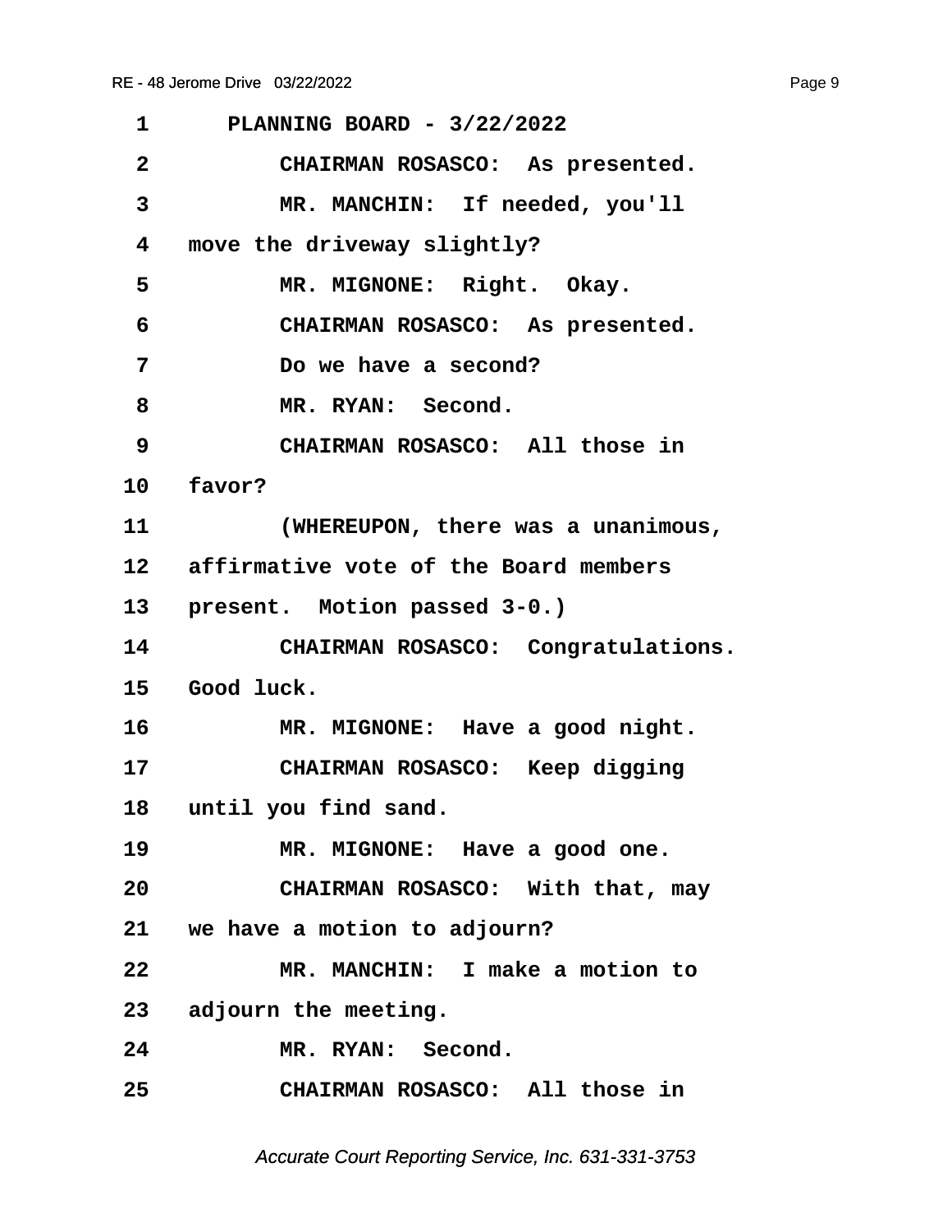1 PLANNING BOARD - 3/22/2022

2 CHAIRMAN ROSASCO: As presented.

3 MR. MANCHIN: If needed, you'll

4 move the driveway slightly?

5 MR. MIGNONE: Right. Okay.

6 CHAIRMAN ROSASCO: As presented.

7 Do we have a second?

8 MR. RYAN: Second.

9 CHAIRMAN ROSASCO: All those in

10 favor?

11 (WHEREUPON, there was a unanimous,

12 affirmative vote of the Board members

13 present. Motion passed 3-0.)

14 CHAIRMAN ROSASCO: Congratulations.

15 Good luck.

16 MR. MIGNONE: Have a good night.

17 CHAIRMAN ROSASCO: Keep digging

18 until you find sand.

19 MR. MIGNONE: Have a good one.

20 CHAIRMAN ROSASCO: With that, may

21 we have a motion to adjourn?

22 MR. MANCHIN: I make a motion to

23 adjourn the meeting.

24 MR. RYAN: Second.

25 CHAIRMAN ROSASCO: All those in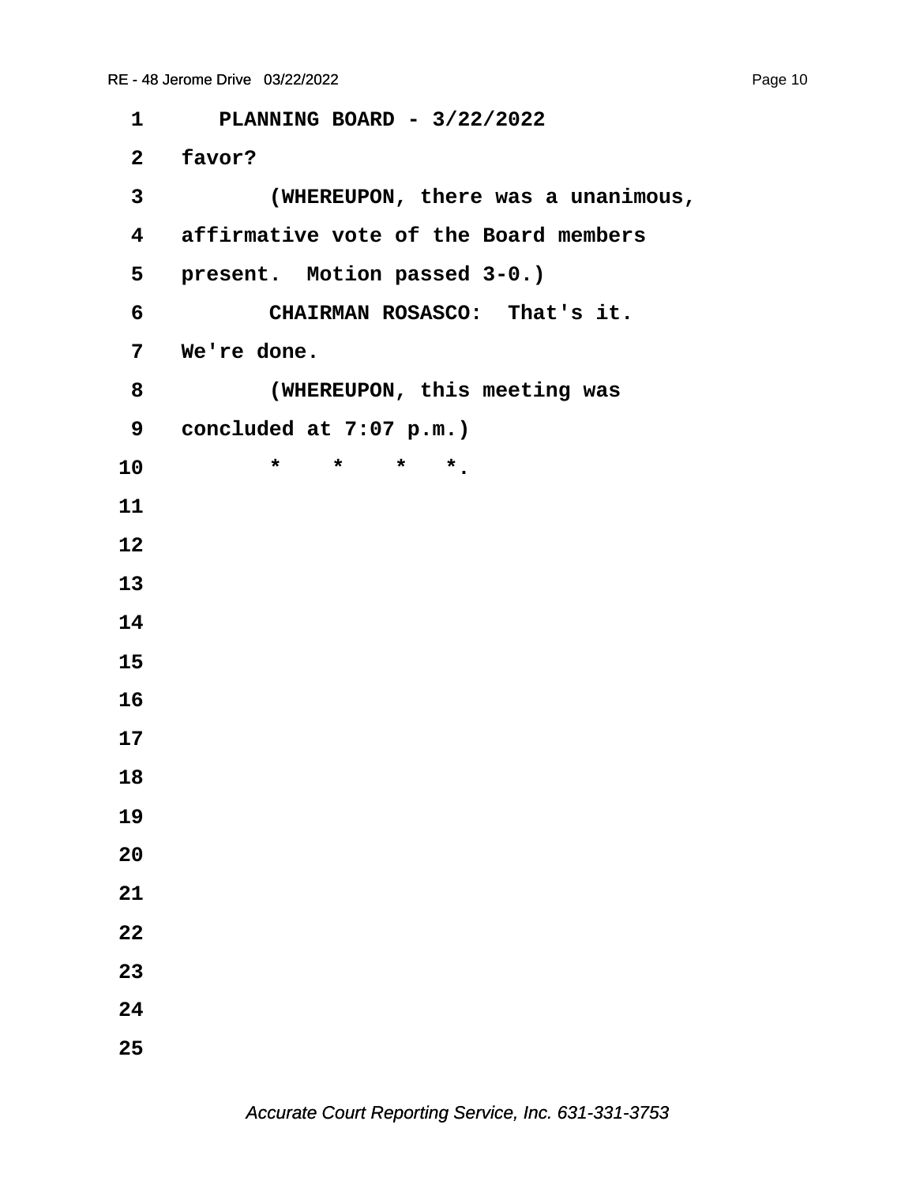PLANNING BOARD - 3/22/2022

favor?

(WHEREUPON, there was a unanimous, affirmative vote of the Board members present. Motion passed 3-0.)

CHAIRMAN ROSASCO: That's it. We're done.

(WHEREUPON, this meeting was concluded at 7:07 p.m.)

\* \* \* \*.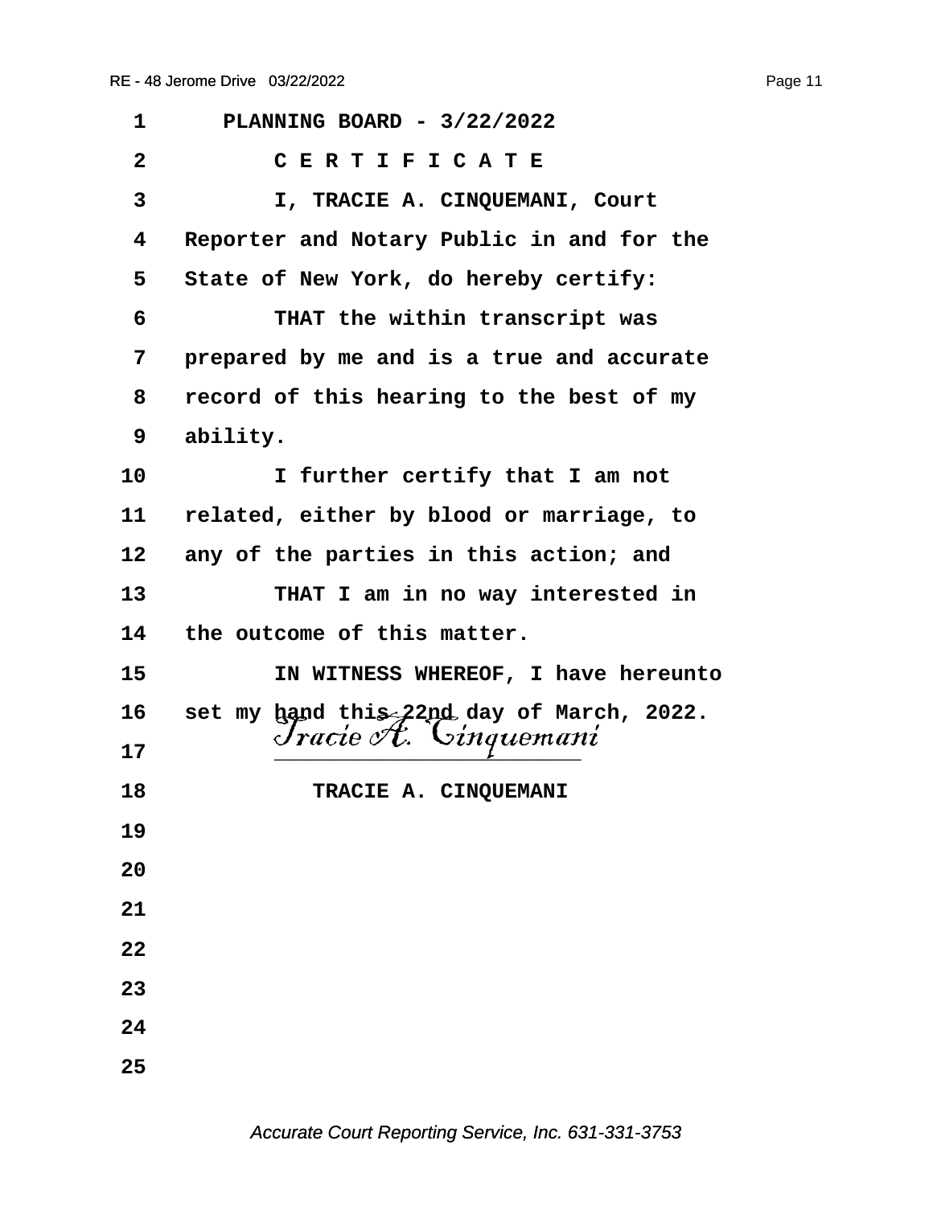PLANNING BOARD - 3/22/2022

C E R T I F I C A T E

I, TRACIE A. CINQUEMANI, Court Reporter and Notary Public in and for the State of New York, do hereby certify:

THAT the within transcript was prepared by me and is a true and accurate record of this hearing to the best of my ability.

I further certify that I am not related, either by blood or marriage, to any of the parties in this action; and

THAT I am in no way interested in the outcome of this matter.

IN WITNESS WHEREOF, I have hereunto set my hand this 22nd day of March, 2022.

*Tracie A. Cinquemani*

______________________

TRACIE A. CINQUEMANI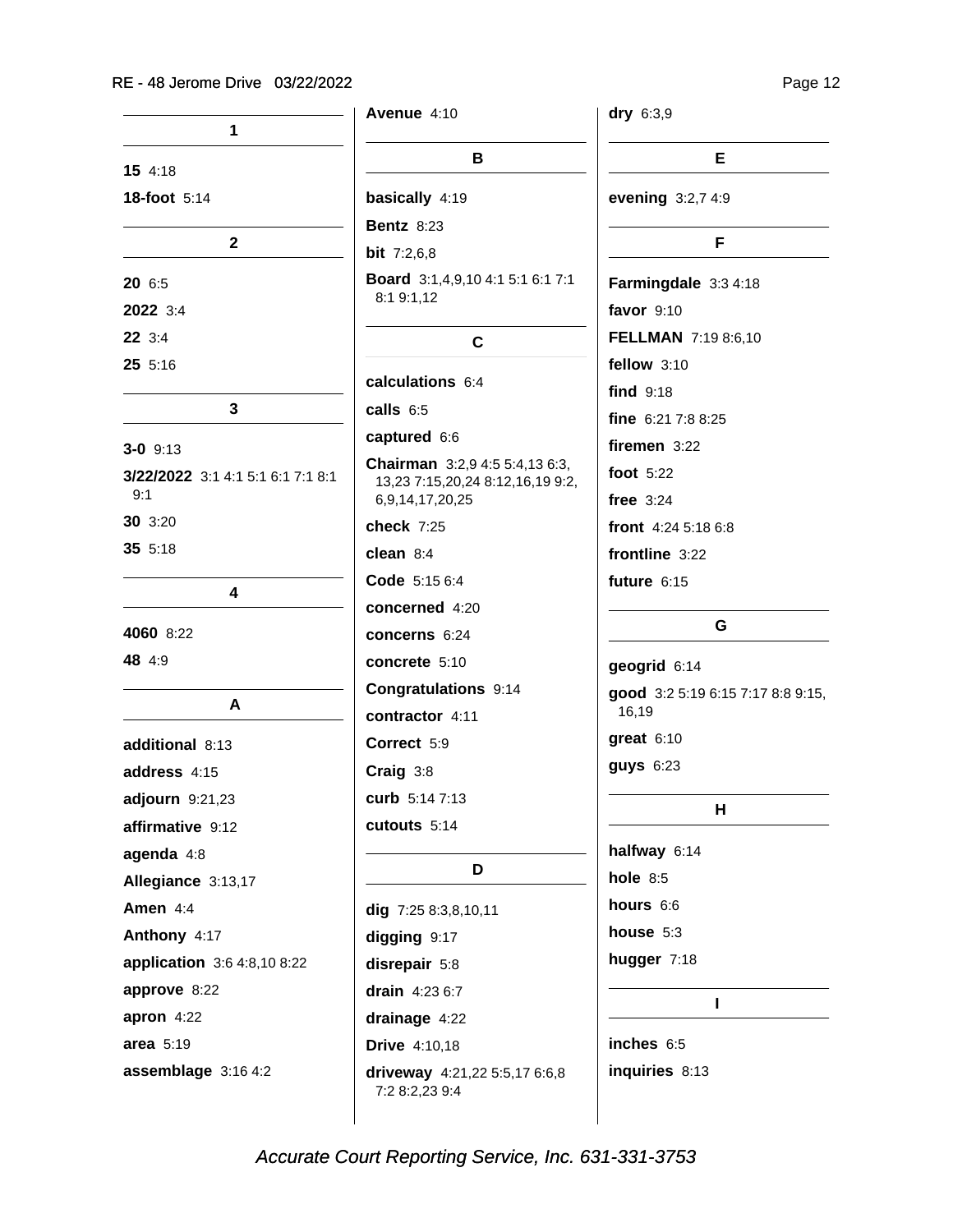## 1

**15** 4:18

**18-foot** 5:14

## 2

**20** 6:5

**2022** 3:4

**22** 3:4

**25** 5:16

## 3

**3-0** 9:13

**3/22/2022** 3:1 4:1 5:1 6:1 7:1 8:1 9:1

**30** 3:20

**35** 5:18

## 4

**4060** 8:22

**48** 4:9

## A

**additional** 8:13

**address** 4:15

**adjourn** 9:21,23

**affirmative** 9:12

**agenda** 4:8

**Allegiance** 3:13,17

**Amen** 4:4

**Anthony** 4:17

**application** 3:6 4:8,10 8:22

**approve** 8:22

**apron** 4:22

**area** 5:19

**assemblage** 3:16 4:2

**Avenue** 4:10

## B

**basically** 4:19

**Bentz** 8:23

**bit** 7:2,6,8

**Board** 3:1,4,9,10 4:1 5:1 6:1 7:1 8:1 9:1,12

## C

**calculations** 6:4

**calls** 6:5

**captured** 6:6

**Chairman** 3:2,9 4:5 5:4,13 6:3, 13,23 7:15,20,24 8:12,16,19 9:2, 6,9,14,17,20,25

**check** 7:25

**clean** 8:4

**Code** 5:15 6:4

**concerned** 4:20

**concerns** 6:24

**concrete** 5:10

**Congratulations** 9:14

**contractor** 4:11

**Correct** 5:9

**Craig** 3:8

**curb** 5:14 7:13

**cutouts** 5:14

## D

**dig** 7:25 8:3,8,10,11

**digging** 9:17

**disrepair** 5:8

**drain** 4:23 6:7

**drainage** 4:22

**Drive** 4:10,18

**driveway** 4:21,22 5:5,17 6:6,8 7:2 8:2,23 9:4

**dry** 6:3,9

## E

**evening** 3:2,7 4:9

## F

**Farmingdale** 3:3 4:18

**favor** 9:10

**FELLMAN** 7:19 8:6,10

**fellow** 3:10

**find** 9:18

**fine** 6:21 7:8 8:25

**firemen** 3:22

**foot** 5:22

**free** 3:24

**front** 4:24 5:18 6:8

**frontline** 3:22

**future** 6:15

## G

**geogrid** 6:14

**good** 3:2 5:19 6:15 7:17 8:8 9:15, 16,19

**great** 6:10

**guys** 6:23

## H

**halfway** 6:14

**hole** 8:5

**hours** 6:6

**house** 5:3

**hugger** 7:18

## I

**inches** 6:5

**inquiries** 8:13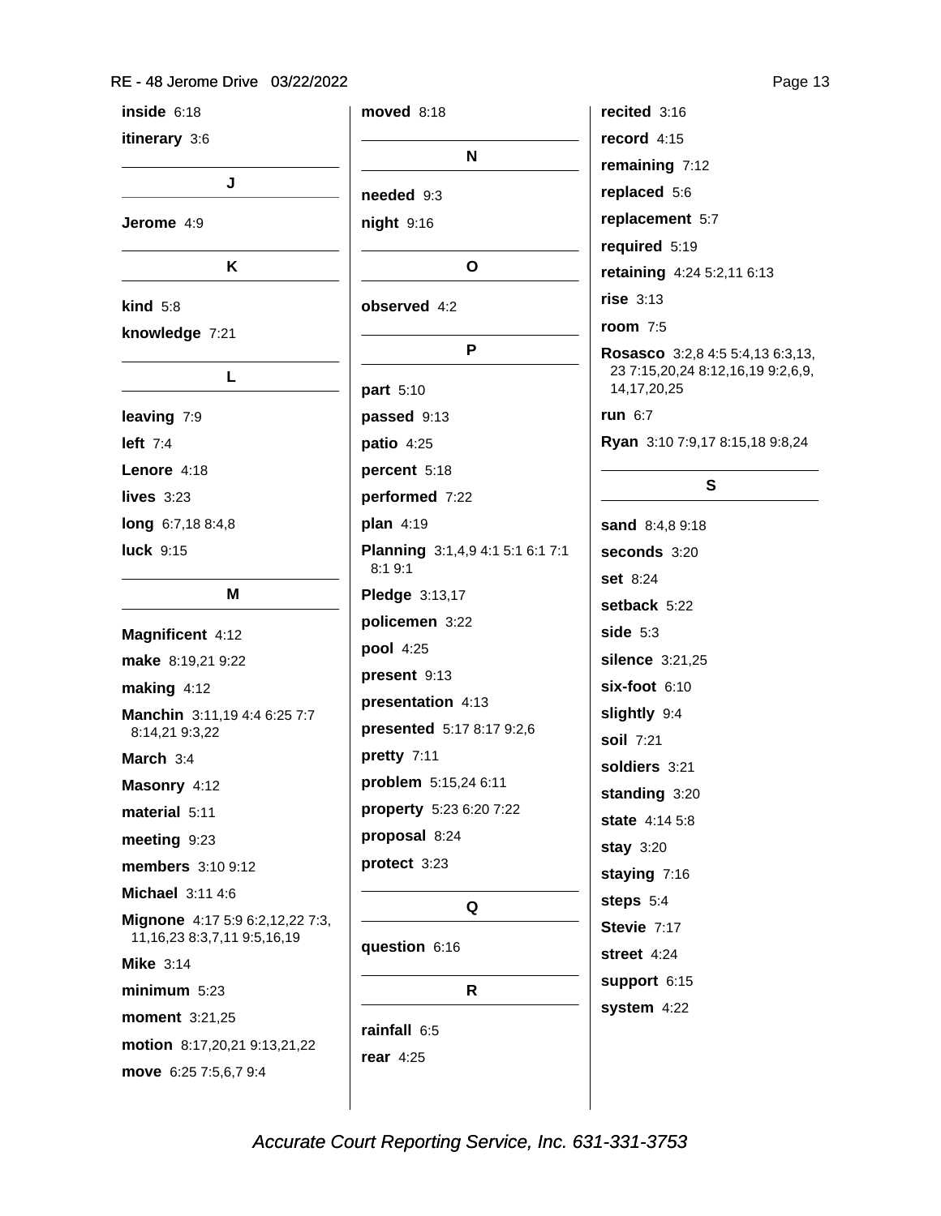**inside** 6:18

**itinerary** 3:6

**J**

**Jerome** 4:9

**K**

**kind** 5:8

**knowledge** 7:21

**L**

**leaving** 7:9

**left** 7:4

**Lenore** 4:18

**lives** 3:23

**long** 6:7,18 8:4,8

**luck** 9:15

**M**

**Magnificent** 4:12

**make** 8:19,21 9:22

**making** 4:12

**Manchin** 3:11,19 4:4 6:25 7:7 8:14,21 9:3,22

**March** 3:4

**Masonry** 4:12

**material** 5:11

**meeting** 9:23

**members** 3:10 9:12

**Michael** 3:11 4:6

**Mignone** 4:17 5:9 6:2,12,22 7:3, 11,16,23 8:3,7,11 9:5,16,19

**Mike** 3:14

**minimum** 5:23

**moment** 3:21,25

**motion** 8:17,20,21 9:13,21,22

**move** 6:25 7:5,6,7 9:4

**moved** 8:18

**N**

**needed** 9:3

**night** 9:16

**O**

**observed** 4:2

**P**

**part** 5:10

**passed** 9:13

**patio** 4:25

**percent** 5:18

**performed** 7:22

**plan** 4:19

**Planning** 3:1,4,9 4:1 5:1 6:1 7:1 8:1 9:1

**Pledge** 3:13,17

**policemen** 3:22

**pool** 4:25

**present** 9:13

**presentation** 4:13

**presented** 5:17 8:17 9:2,6

**pretty** 7:11

**problem** 5:15,24 6:11

**property** 5:23 6:20 7:22

**proposal** 8:24

**protect** 3:23

**Q**

**question** 6:16

**R**

**rainfall** 6:5

**rear** 4:25

**recited** 3:16

**record** 4:15

**remaining** 7:12

**replaced** 5:6

**replacement** 5:7

**required** 5:19

**retaining** 4:24 5:2,11 6:13

**rise** 3:13

**room** 7:5

**Rosasco** 3:2,8 4:5 5:4,13 6:3,13, 23 7:15,20,24 8:12,16,19 9:2,6,9, 14,17,20,25

**run** 6:7

**Ryan** 3:10 7:9,17 8:15,18 9:8,24

**S**

**sand** 8:4,8 9:18

**seconds** 3:20

**set** 8:24

**setback** 5:22

**side** 5:3

**silence** 3:21,25

**six-foot** 6:10

**slightly** 9:4

**soil** 7:21

**soldiers** 3:21

**standing** 3:20

**state** 4:14 5:8

**stay** 3:20

**staying** 7:16

**steps** 5:4

**Stevie** 7:17

**street** 4:24

**support** 6:15

**system** 4:22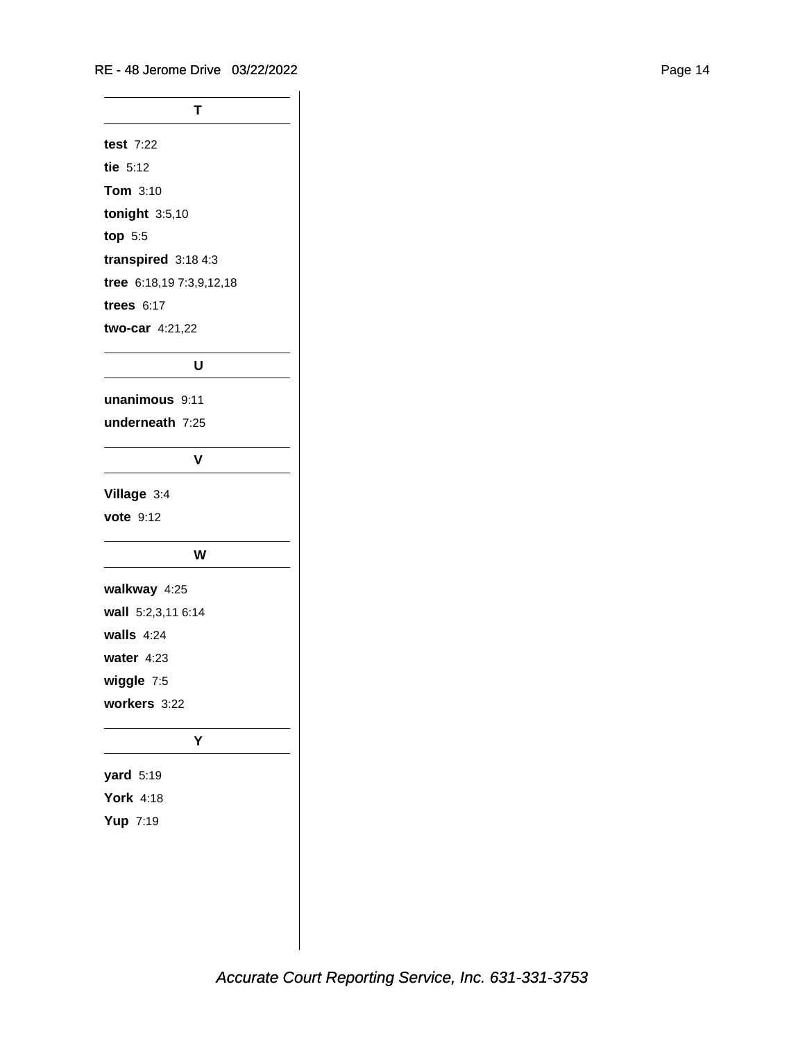## T

**test** 7:22

**tie** 5:12

**Tom** 3:10

**tonight** 3:5,10

**top** 5:5

**transpired** 3:18 4:3

**tree** 6:18,19 7:3,9,12,18

**trees** 6:17

**two-car** 4:21,22

## U

**unanimous** 9:11

**underneath** 7:25

## V

**Village** 3:4

**vote** 9:12

## W

**walkway** 4:25

**wall** 5:2,3,11 6:14

**walls** 4:24

**water** 4:23

**wiggle** 7:5

**workers** 3:22

## Y

**yard** 5:19

**York** 4:18

**Yup** 7:19